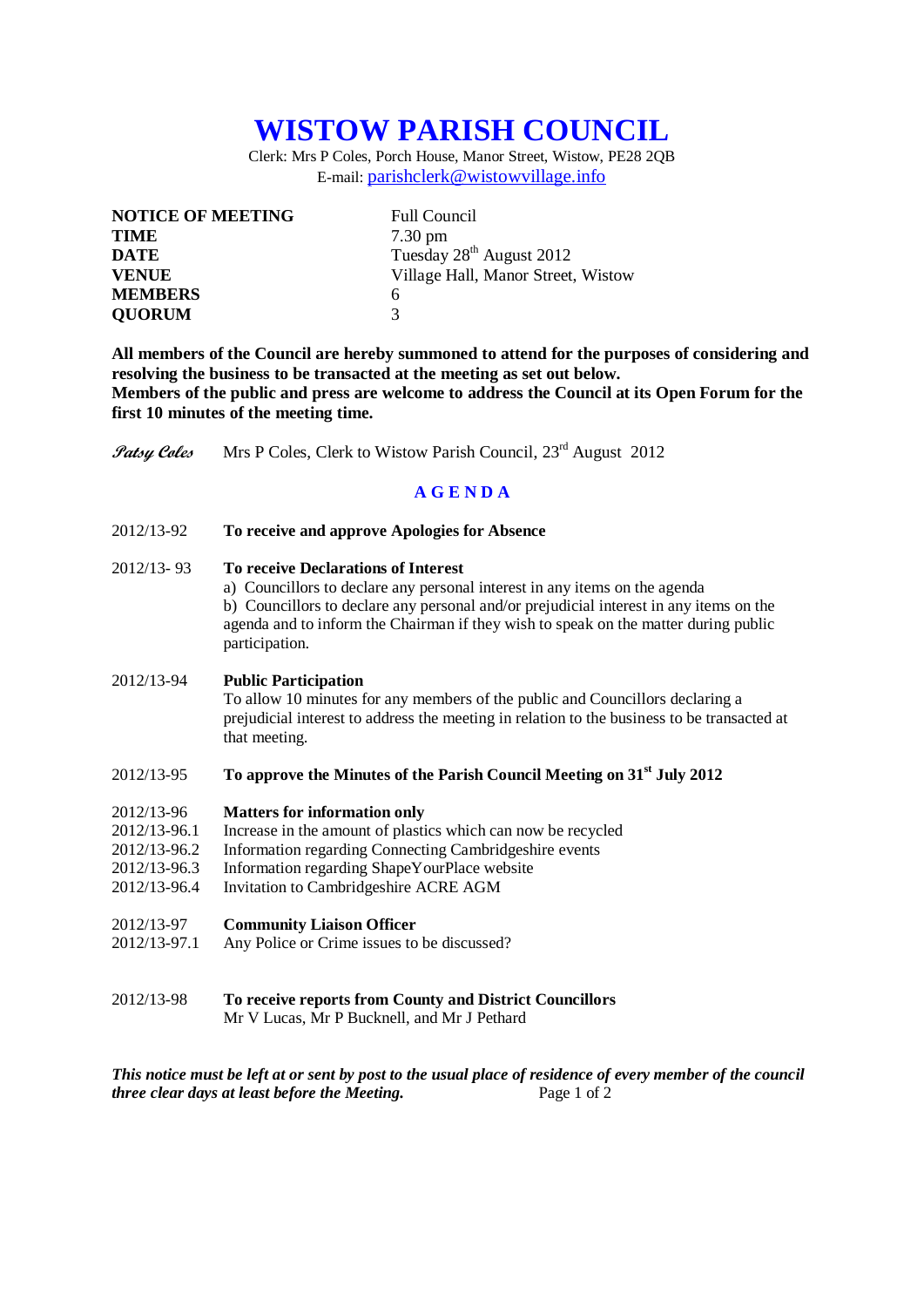# WISTOW PARISH COUNCIL

Clerk: Mrs P Coles, Porch House, Manor Street, Wistow, PE28 2QB
E-mail: parishclerk@wistowvillage.info

| | |
|---|---|
| **NOTICE OF MEETING** | Full Council |
| **TIME** | 7.30 pm |
| **DATE** | Tuesday 28th August 2012 |
| **VENUE** | Village Hall, Manor Street, Wistow |
| **MEMBERS** | 6 |
| **QUORUM** | 3 |

**All members of the Council are hereby summoned to attend for the purposes of considering and resolving the business to be transacted at the meeting as set out below.**
**Members of the public and press are welcome to address the Council at its Open Forum for the first 10 minutes of the meeting time.**

*Patsy Coles* Mrs P Coles, Clerk to Wistow Parish Council, 23rd August 2012

## A G E N D A

2012/13-92 **To receive and approve Apologies for Absence**

2012/13- 93 **To receive Declarations of Interest**
a) Councillors to declare any personal interest in any items on the agenda
b) Councillors to declare any personal and/or prejudicial interest in any items on the agenda and to inform the Chairman if they wish to speak on the matter during public participation.

2012/13-94 **Public Participation**
To allow 10 minutes for any members of the public and Councillors declaring a prejudicial interest to address the meeting in relation to the business to be transacted at that meeting.

2012/13-95 **To approve the Minutes of the Parish Council Meeting on 31st July 2012**

2012/13-96 **Matters for information only**
2012/13-96.1 Increase in the amount of plastics which can now be recycled
2012/13-96.2 Information regarding Connecting Cambridgeshire events
2012/13-96.3 Information regarding ShapeYourPlace website
2012/13-96.4 Invitation to Cambridgeshire ACRE AGM

2012/13-97 **Community Liaison Officer**
2012/13-97.1 Any Police or Crime issues to be discussed?

2012/13-98 **To receive reports from County and District Councillors**
Mr V Lucas, Mr P Bucknell, and Mr J Pethard

***This notice must be left at or sent by post to the usual place of residence of every member of the council three clear days at least before the Meeting.***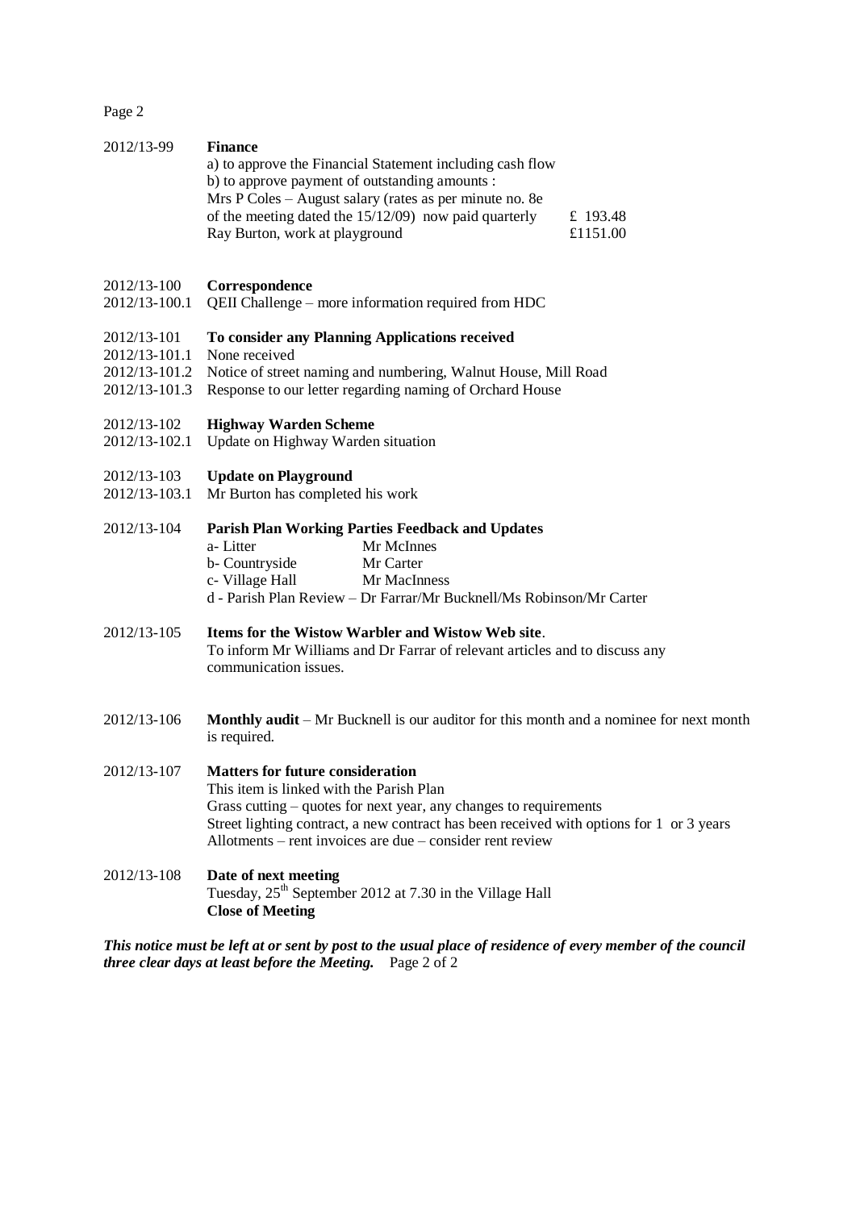**2012/13-99 Finance**

a) to approve the Financial Statement including cash flow
b) to approve payment of outstanding amounts :

| | |
|---|---|
| Mrs P Coles – August salary (rates as per minute no. 8e of the meeting dated the 15/12/09) now paid quarterly | £ 193.48 |
| Ray Burton, work at playground | £1151.00 |

**2012/13-100 Correspondence**

2012/13-100.1 QEII Challenge – more information required from HDC

**2012/13-101 To consider any Planning Applications received**

2012/13-101.1 None received
2012/13-101.2 Notice of street naming and numbering, Walnut House, Mill Road
2012/13-101.3 Response to our letter regarding naming of Orchard House

**2012/13-102 Highway Warden Scheme**

2012/13-102.1 Update on Highway Warden situation

**2012/13-103 Update on Playground**

2012/13-103.1 Mr Burton has completed his work

**2012/13-104 Parish Plan Working Parties Feedback and Updates**

a- Litter Mr McInnes
b- Countryside Mr Carter
c- Village Hall Mr MacInness
d - Parish Plan Review – Dr Farrar/Mr Bucknell/Ms Robinson/Mr Carter

**2012/13-105 Items for the Wistow Warbler and Wistow Web site**.

To inform Mr Williams and Dr Farrar of relevant articles and to discuss any communication issues.

2012/13-106 **Monthly audit** – Mr Bucknell is our auditor for this month and a nominee for next month is required.

**2012/13-107 Matters for future consideration**

This item is linked with the Parish Plan
Grass cutting – quotes for next year, any changes to requirements
Street lighting contract, a new contract has been received with options for 1 or 3 years
Allotments – rent invoices are due – consider rent review

**2012/13-108 Date of next meeting**

Tuesday, 25th September 2012 at 7.30 in the Village Hall
**Close of Meeting**

***This notice must be left at or sent by post to the usual place of residence of every member of the council three clear days at least before the Meeting.***